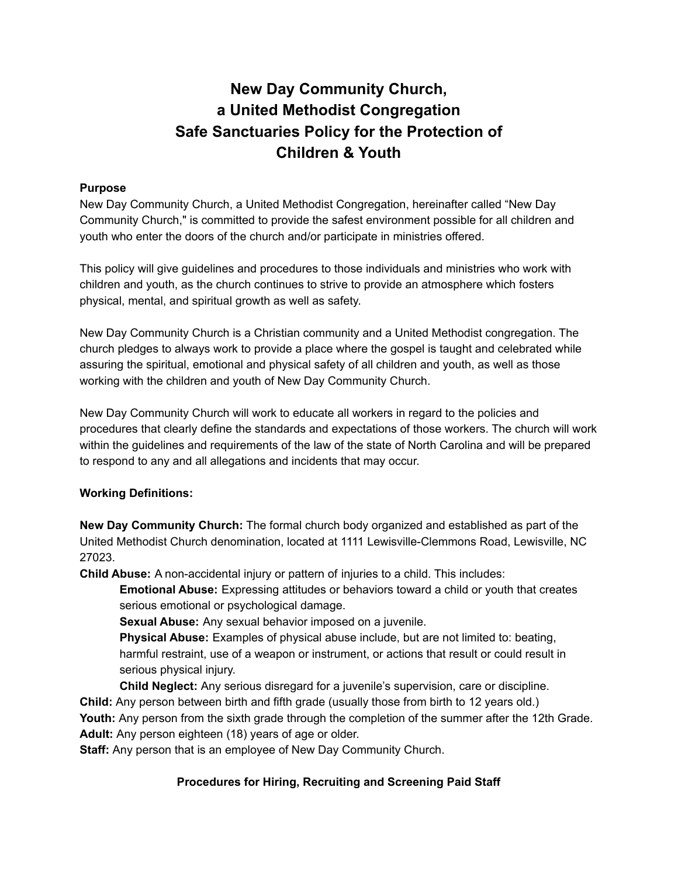# New Day Community Church,
# a United Methodist Congregation
# Safe Sanctuaries Policy for the Protection of Children & Youth

**Purpose**

New Day Community Church, a United Methodist Congregation, hereinafter called "New Day Community Church," is committed to provide the safest environment possible for all children and youth who enter the doors of the church and/or participate in ministries offered.

This policy will give guidelines and procedures to those individuals and ministries who work with children and youth, as the church continues to strive to provide an atmosphere which fosters physical, mental, and spiritual growth as well as safety.

New Day Community Church is a Christian community and a United Methodist congregation. The church pledges to always work to provide a place where the gospel is taught and celebrated while assuring the spiritual, emotional and physical safety of all children and youth, as well as those working with the children and youth of New Day Community Church.

New Day Community Church will work to educate all workers in regard to the policies and procedures that clearly define the standards and expectations of those workers. The church will work within the guidelines and requirements of the law of the state of North Carolina and will be prepared to respond to any and all allegations and incidents that may occur.

**Working Definitions:**

**New Day Community Church:** The formal church body organized and established as part of the United Methodist Church denomination, located at 1111 Lewisville-Clemmons Road, Lewisville, NC 27023.

**Child Abuse:** A non-accidental injury or pattern of injuries to a child. This includes:

> **Emotional Abuse:** Expressing attitudes or behaviors toward a child or youth that creates serious emotional or psychological damage.
>
> **Sexual Abuse:** Any sexual behavior imposed on a juvenile.
>
> **Physical Abuse:** Examples of physical abuse include, but are not limited to: beating, harmful restraint, use of a weapon or instrument, or actions that result or could result in serious physical injury.
>
> **Child Neglect:** Any serious disregard for a juvenile's supervision, care or discipline.

**Child:** Any person between birth and fifth grade (usually those from birth to 12 years old.)

**Youth:** Any person from the sixth grade through the completion of the summer after the 12th Grade.

**Adult:** Any person eighteen (18) years of age or older.

**Staff:** Any person that is an employee of New Day Community Church.

**Procedures for Hiring, Recruiting and Screening Paid Staff**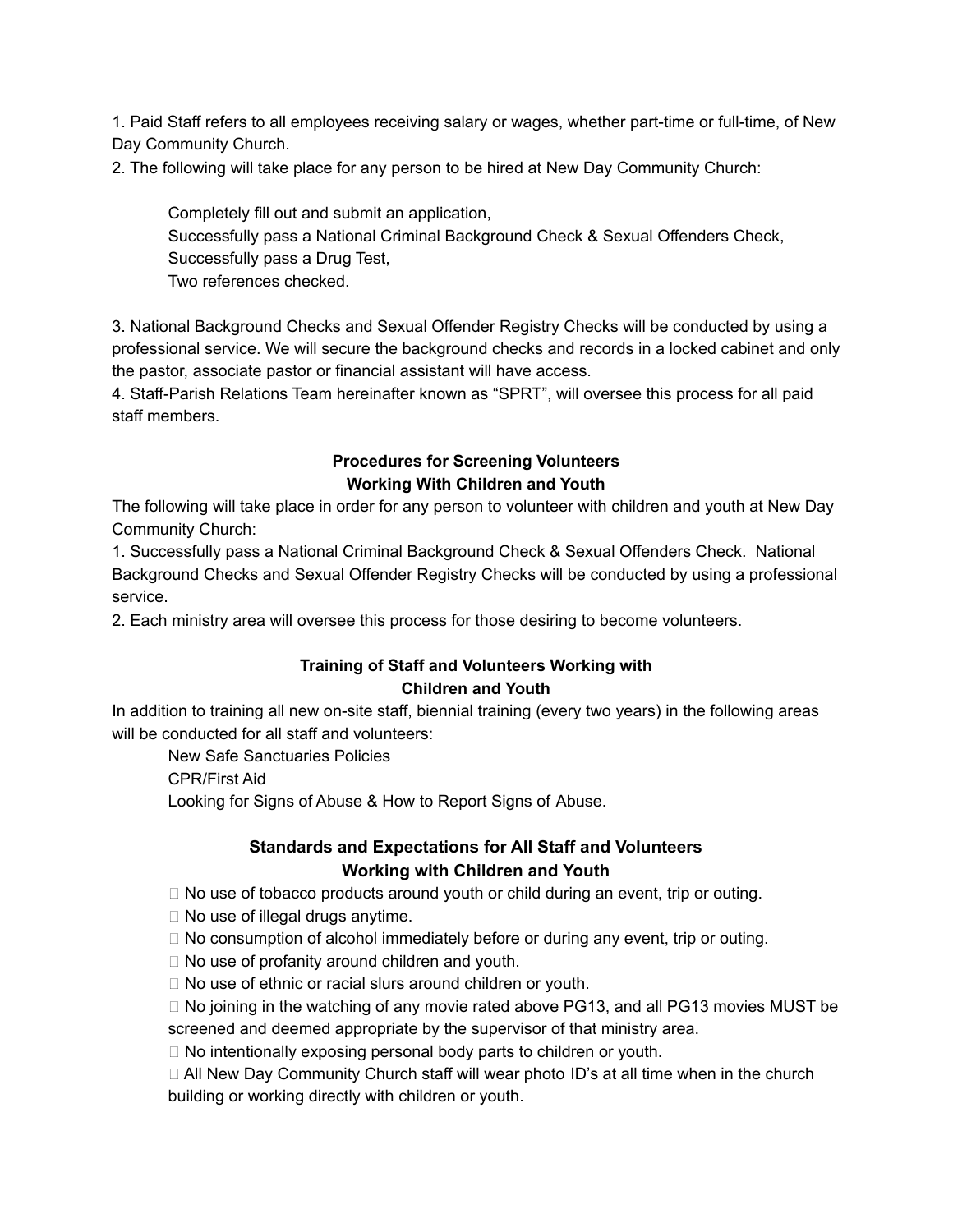1. Paid Staff refers to all employees receiving salary or wages, whether part-time or full-time, of New Day Community Church.

2. The following will take place for any person to be hired at New Day Community Church:

   Completely fill out and submit an application,
   Successfully pass a National Criminal Background Check & Sexual Offenders Check,
   Successfully pass a Drug Test,
   Two references checked.

3. National Background Checks and Sexual Offender Registry Checks will be conducted by using a professional service. We will secure the background checks and records in a locked cabinet and only the pastor, associate pastor or financial assistant will have access.

4. Staff-Parish Relations Team hereinafter known as "SPRT", will oversee this process for all paid staff members.

## Procedures for Screening Volunteers Working With Children and Youth

The following will take place in order for any person to volunteer with children and youth at New Day Community Church:

1. Successfully pass a National Criminal Background Check & Sexual Offenders Check. National Background Checks and Sexual Offender Registry Checks will be conducted by using a professional service.
2. Each ministry area will oversee this process for those desiring to become volunteers.

## Training of Staff and Volunteers Working with Children and Youth

In addition to training all new on-site staff, biennial training (every two years) in the following areas will be conducted for all staff and volunteers:

- New Safe Sanctuaries Policies
- CPR/First Aid
- Looking for Signs of Abuse & How to Report Signs of Abuse.

## Standards and Expectations for All Staff and Volunteers Working with Children and Youth

- No use of tobacco products around youth or child during an event, trip or outing.
- No use of illegal drugs anytime.
- No consumption of alcohol immediately before or during any event, trip or outing.
- No use of profanity around children and youth.
- No use of ethnic or racial slurs around children or youth.
- No joining in the watching of any movie rated above PG13, and all PG13 movies MUST be screened and deemed appropriate by the supervisor of that ministry area.
- No intentionally exposing personal body parts to children or youth.
- All New Day Community Church staff will wear photo ID's at all time when in the church building or working directly with children or youth.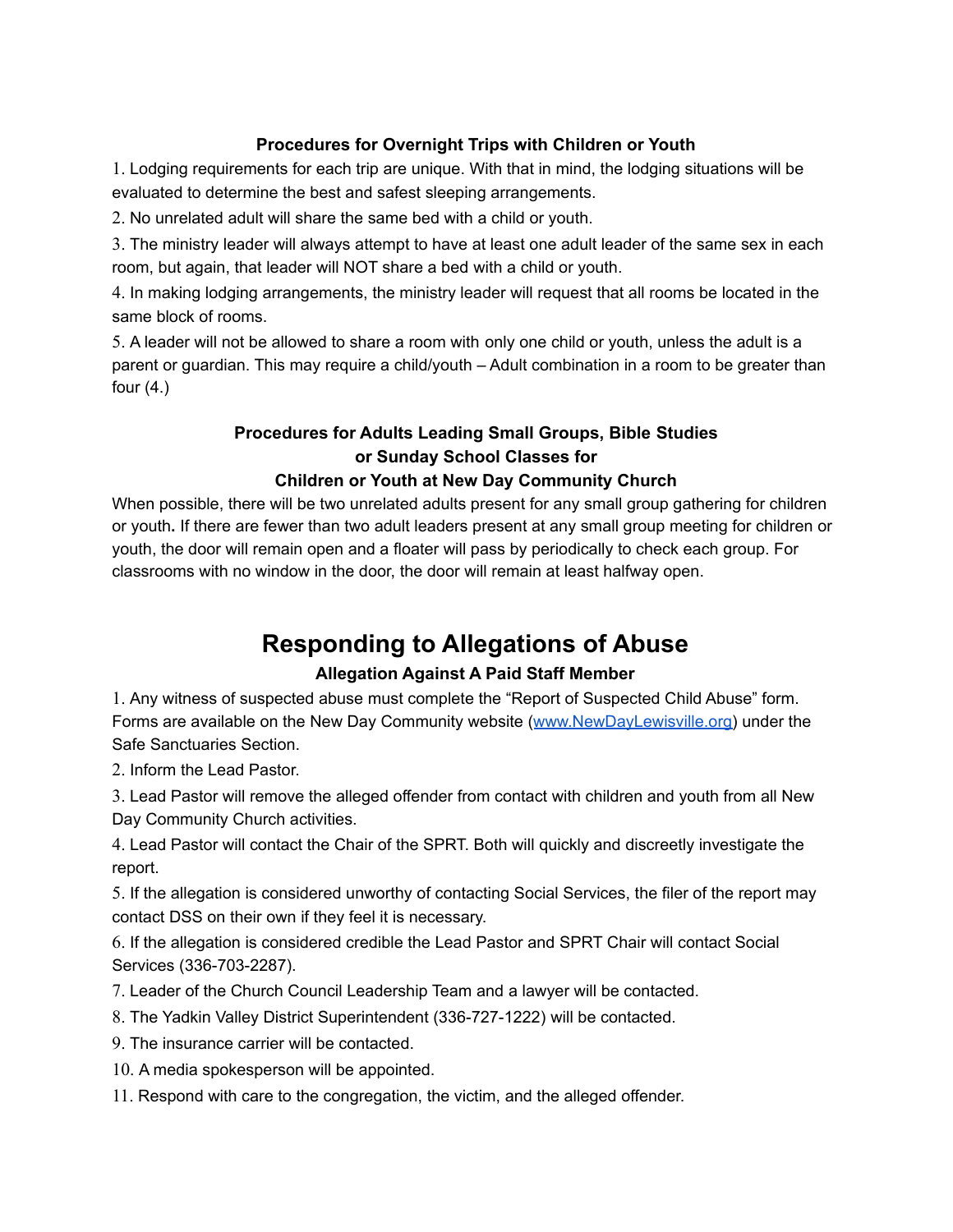### Procedures for Overnight Trips with Children or Youth

1. Lodging requirements for each trip are unique. With that in mind, the lodging situations will be evaluated to determine the best and safest sleeping arrangements.
2. No unrelated adult will share the same bed with a child or youth.
3. The ministry leader will always attempt to have at least one adult leader of the same sex in each room, but again, that leader will NOT share a bed with a child or youth.
4. In making lodging arrangements, the ministry leader will request that all rooms be located in the same block of rooms.
5. A leader will not be allowed to share a room with only one child or youth, unless the adult is a parent or guardian. This may require a child/youth – Adult combination in a room to be greater than four (4.)

### Procedures for Adults Leading Small Groups, Bible Studies or Sunday School Classes for Children or Youth at New Day Community Church

When possible, there will be two unrelated adults present for any small group gathering for children or youth**.** If there are fewer than two adult leaders present at any small group meeting for children or youth, the door will remain open and a floater will pass by periodically to check each group. For classrooms with no window in the door, the door will remain at least halfway open.

# Responding to Allegations of Abuse

### Allegation Against A Paid Staff Member

1. Any witness of suspected abuse must complete the "Report of Suspected Child Abuse" form. Forms are available on the New Day Community website ([www.NewDayLewisville.org](www.NewDayLewisville.org)) under the Safe Sanctuaries Section.
2. Inform the Lead Pastor.
3. Lead Pastor will remove the alleged offender from contact with children and youth from all New Day Community Church activities.
4. Lead Pastor will contact the Chair of the SPRT. Both will quickly and discreetly investigate the report.
5. If the allegation is considered unworthy of contacting Social Services, the filer of the report may contact DSS on their own if they feel it is necessary.
6. If the allegation is considered credible the Lead Pastor and SPRT Chair will contact Social Services (336-703-2287).
7. Leader of the Church Council Leadership Team and a lawyer will be contacted.
8. The Yadkin Valley District Superintendent (336-727-1222) will be contacted.
9. The insurance carrier will be contacted.
10. A media spokesperson will be appointed.
11. Respond with care to the congregation, the victim, and the alleged offender.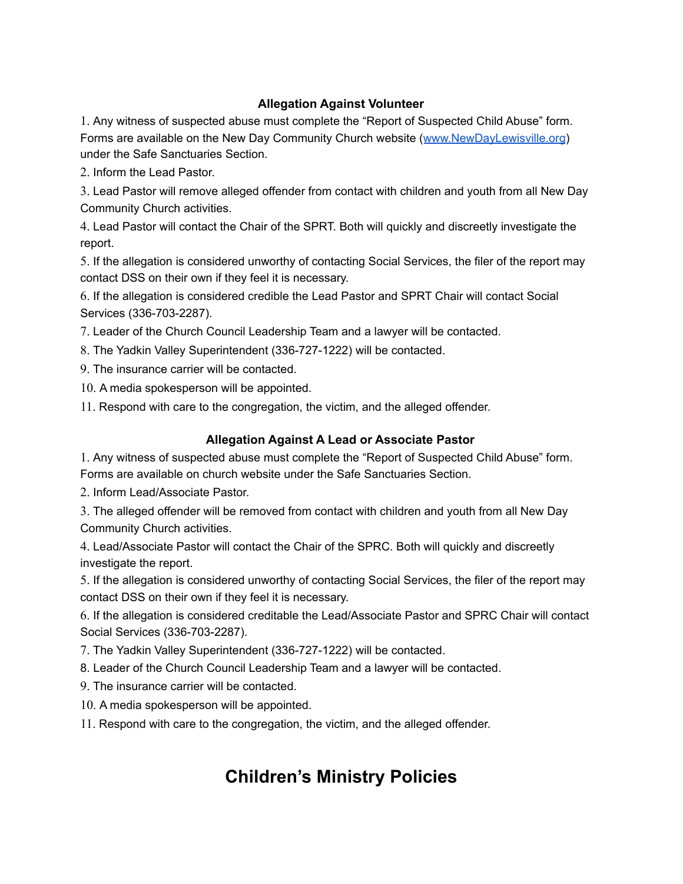### Allegation Against Volunteer

1. Any witness of suspected abuse must complete the "Report of Suspected Child Abuse" form. Forms are available on the New Day Community Church website ([www.NewDayLewisville.org](www.NewDayLewisville.org)) under the Safe Sanctuaries Section.
2. Inform the Lead Pastor.
3. Lead Pastor will remove alleged offender from contact with children and youth from all New Day Community Church activities.
4. Lead Pastor will contact the Chair of the SPRT. Both will quickly and discreetly investigate the report.
5. If the allegation is considered unworthy of contacting Social Services, the filer of the report may contact DSS on their own if they feel it is necessary.
6. If the allegation is considered credible the Lead Pastor and SPRT Chair will contact Social Services (336-703-2287).
7. Leader of the Church Council Leadership Team and a lawyer will be contacted.
8. The Yadkin Valley Superintendent (336-727-1222) will be contacted.
9. The insurance carrier will be contacted.
10. A media spokesperson will be appointed.
11. Respond with care to the congregation, the victim, and the alleged offender.

### Allegation Against A Lead or Associate Pastor

1. Any witness of suspected abuse must complete the "Report of Suspected Child Abuse" form. Forms are available on church website under the Safe Sanctuaries Section.
2. Inform Lead/Associate Pastor.
3. The alleged offender will be removed from contact with children and youth from all New Day Community Church activities.
4. Lead/Associate Pastor will contact the Chair of the SPRC. Both will quickly and discreetly investigate the report.
5. If the allegation is considered unworthy of contacting Social Services, the filer of the report may contact DSS on their own if they feel it is necessary.
6. If the allegation is considered creditable the Lead/Associate Pastor and SPRC Chair will contact Social Services (336-703-2287).
7. The Yadkin Valley Superintendent (336-727-1222) will be contacted.
8. Leader of the Church Council Leadership Team and a lawyer will be contacted.
9. The insurance carrier will be contacted.
10. A media spokesperson will be appointed.
11. Respond with care to the congregation, the victim, and the alleged offender.

# Children's Ministry Policies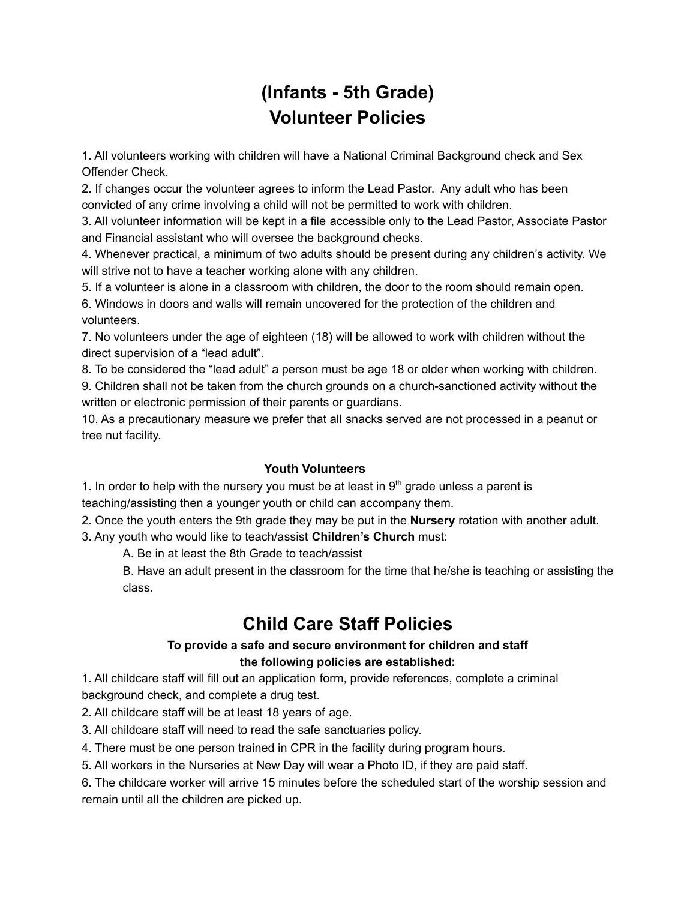# (Infants - 5th Grade)
# Volunteer Policies

1. All volunteers working with children will have a National Criminal Background check and Sex Offender Check.
2. If changes occur the volunteer agrees to inform the Lead Pastor. Any adult who has been convicted of any crime involving a child will not be permitted to work with children.
3. All volunteer information will be kept in a file accessible only to the Lead Pastor, Associate Pastor and Financial assistant who will oversee the background checks.
4. Whenever practical, a minimum of two adults should be present during any children's activity. We will strive not to have a teacher working alone with any children.
5. If a volunteer is alone in a classroom with children, the door to the room should remain open.
6. Windows in doors and walls will remain uncovered for the protection of the children and volunteers.
7. No volunteers under the age of eighteen (18) will be allowed to work with children without the direct supervision of a "lead adult".
8. To be considered the "lead adult" a person must be age 18 or older when working with children.
9. Children shall not be taken from the church grounds on a church-sanctioned activity without the written or electronic permission of their parents or guardians.
10. As a precautionary measure we prefer that all snacks served are not processed in a peanut or tree nut facility.

### Youth Volunteers

1. In order to help with the nursery you must be at least in 9th grade unless a parent is teaching/assisting then a younger youth or child can accompany them.
2. Once the youth enters the 9th grade they may be put in the **Nursery** rotation with another adult.
3. Any youth who would like to teach/assist **Children's Church** must:
   A. Be in at least the 8th Grade to teach/assist
   B. Have an adult present in the classroom for the time that he/she is teaching or assisting the class.

# Child Care Staff Policies

**To provide a safe and secure environment for children and staff the following policies are established:**

1. All childcare staff will fill out an application form, provide references, complete a criminal background check, and complete a drug test.
2. All childcare staff will be at least 18 years of age.
3. All childcare staff will need to read the safe sanctuaries policy.
4. There must be one person trained in CPR in the facility during program hours.
5. All workers in the Nurseries at New Day will wear a Photo ID, if they are paid staff.
6. The childcare worker will arrive 15 minutes before the scheduled start of the worship session and remain until all the children are picked up.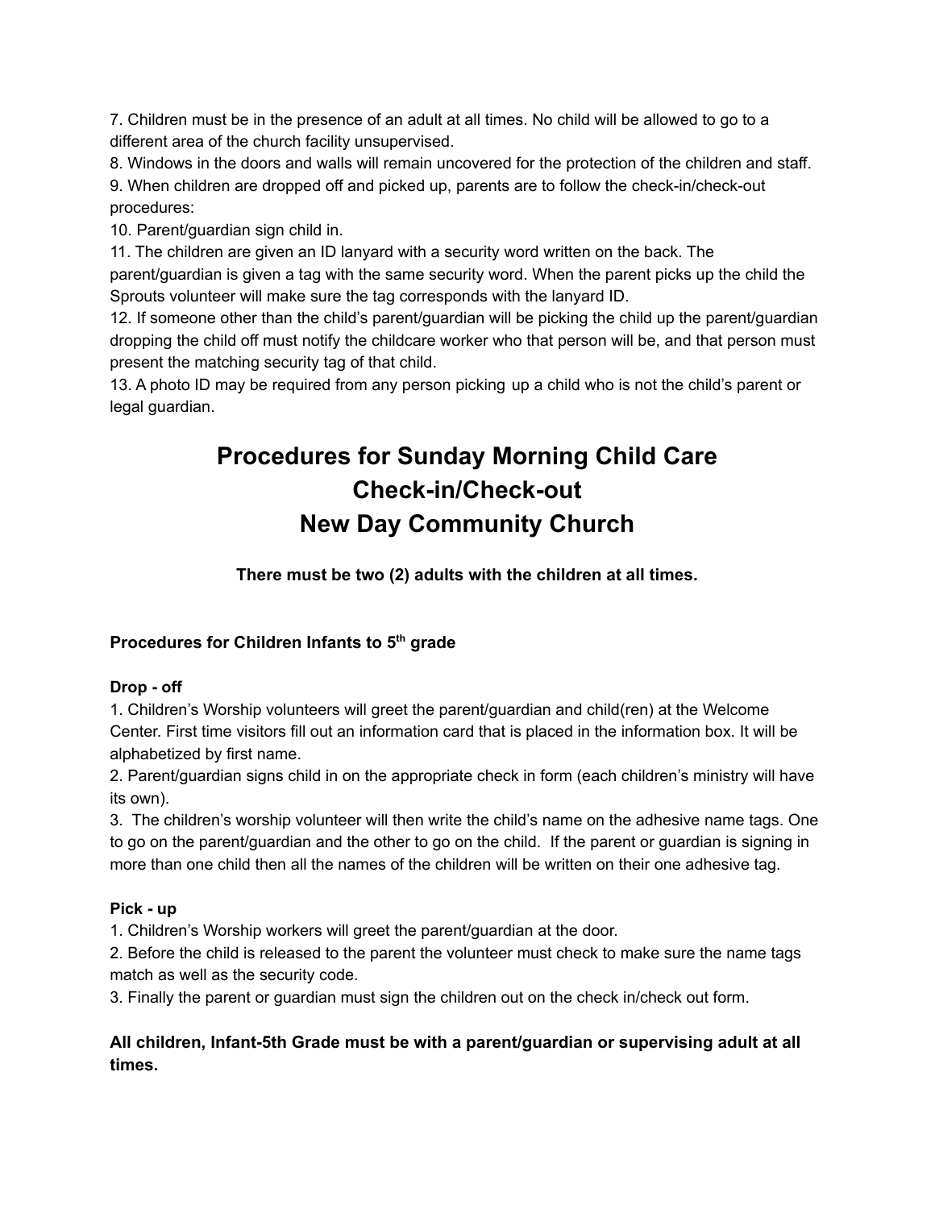7. Children must be in the presence of an adult at all times. No child will be allowed to go to a different area of the church facility unsupervised.
8. Windows in the doors and walls will remain uncovered for the protection of the children and staff.
9. When children are dropped off and picked up, parents are to follow the check-in/check-out procedures:
10. Parent/guardian sign child in.
11. The children are given an ID lanyard with a security word written on the back. The parent/guardian is given a tag with the same security word. When the parent picks up the child the Sprouts volunteer will make sure the tag corresponds with the lanyard ID.
12. If someone other than the child's parent/guardian will be picking the child up the parent/guardian dropping the child off must notify the childcare worker who that person will be, and that person must present the matching security tag of that child.
13. A photo ID may be required from any person picking up a child who is not the child's parent or legal guardian.

# Procedures for Sunday Morning Child Care Check-in/Check-out New Day Community Church

**There must be two (2) adults with the children at all times.**

### Procedures for Children Infants to 5th grade

**Drop - off**

1. Children's Worship volunteers will greet the parent/guardian and child(ren) at the Welcome Center. First time visitors fill out an information card that is placed in the information box. It will be alphabetized by first name.
2. Parent/guardian signs child in on the appropriate check in form (each children's ministry will have its own).
3. The children's worship volunteer will then write the child's name on the adhesive name tags. One to go on the parent/guardian and the other to go on the child. If the parent or guardian is signing in more than one child then all the names of the children will be written on their one adhesive tag.

**Pick - up**

1. Children's Worship workers will greet the parent/guardian at the door.
2. Before the child is released to the parent the volunteer must check to make sure the name tags match as well as the security code.
3. Finally the parent or guardian must sign the children out on the check in/check out form.

**All children, Infant-5th Grade must be with a parent/guardian or supervising adult at all times.**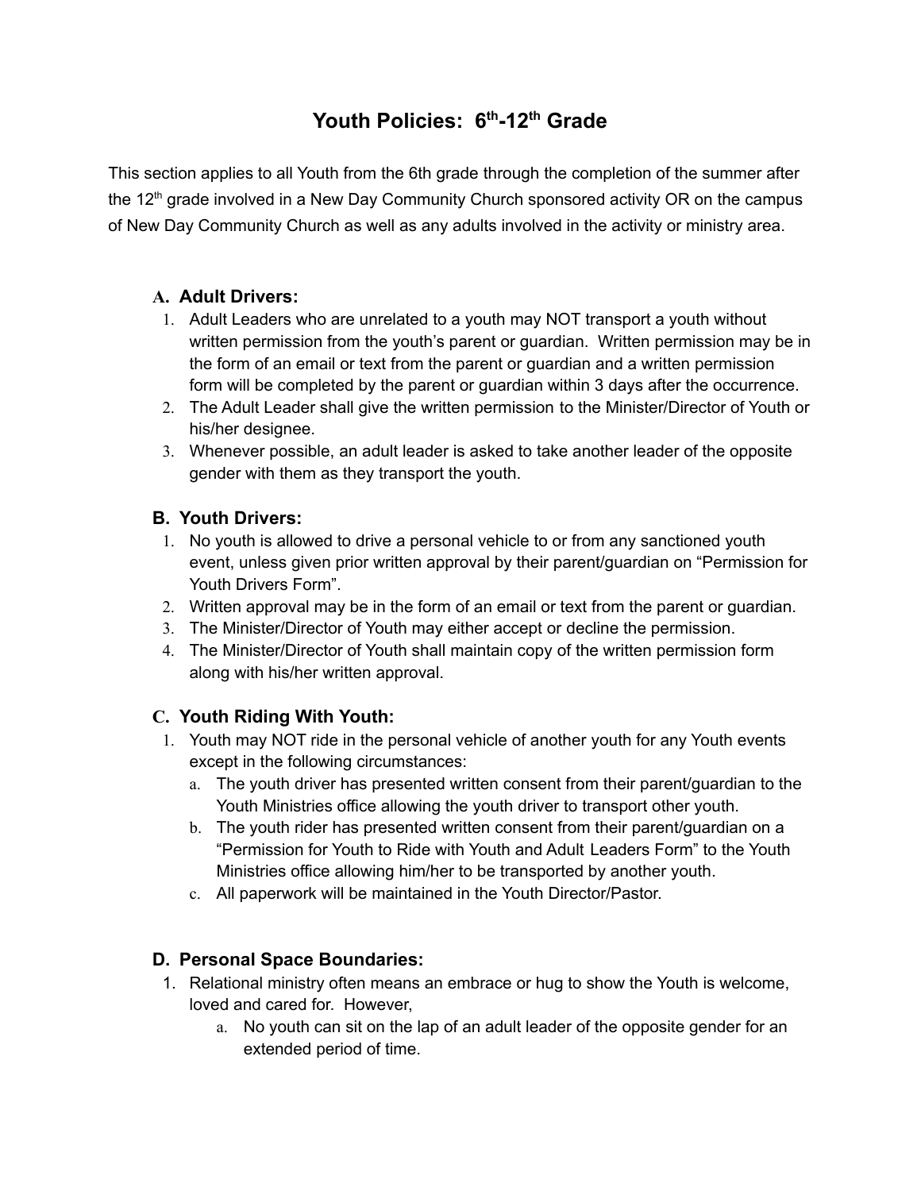# Youth Policies: 6th-12th Grade

This section applies to all Youth from the 6th grade through the completion of the summer after the 12th grade involved in a New Day Community Church sponsored activity OR on the campus of New Day Community Church as well as any adults involved in the activity or ministry area.

### A. Adult Drivers:

1. Adult Leaders who are unrelated to a youth may NOT transport a youth without written permission from the youth's parent or guardian. Written permission may be in the form of an email or text from the parent or guardian and a written permission form will be completed by the parent or guardian within 3 days after the occurrence.
2. The Adult Leader shall give the written permission to the Minister/Director of Youth or his/her designee.
3. Whenever possible, an adult leader is asked to take another leader of the opposite gender with them as they transport the youth.

### B. Youth Drivers:

1. No youth is allowed to drive a personal vehicle to or from any sanctioned youth event, unless given prior written approval by their parent/guardian on "Permission for Youth Drivers Form".
2. Written approval may be in the form of an email or text from the parent or guardian.
3. The Minister/Director of Youth may either accept or decline the permission.
4. The Minister/Director of Youth shall maintain copy of the written permission form along with his/her written approval.

### C. Youth Riding With Youth:

1. Youth may NOT ride in the personal vehicle of another youth for any Youth events except in the following circumstances:
   a. The youth driver has presented written consent from their parent/guardian to the Youth Ministries office allowing the youth driver to transport other youth.
   b. The youth rider has presented written consent from their parent/guardian on a "Permission for Youth to Ride with Youth and Adult Leaders Form" to the Youth Ministries office allowing him/her to be transported by another youth.
   c. All paperwork will be maintained in the Youth Director/Pastor.

### D. Personal Space Boundaries:

1. Relational ministry often means an embrace or hug to show the Youth is welcome, loved and cared for. However,
   a. No youth can sit on the lap of an adult leader of the opposite gender for an extended period of time.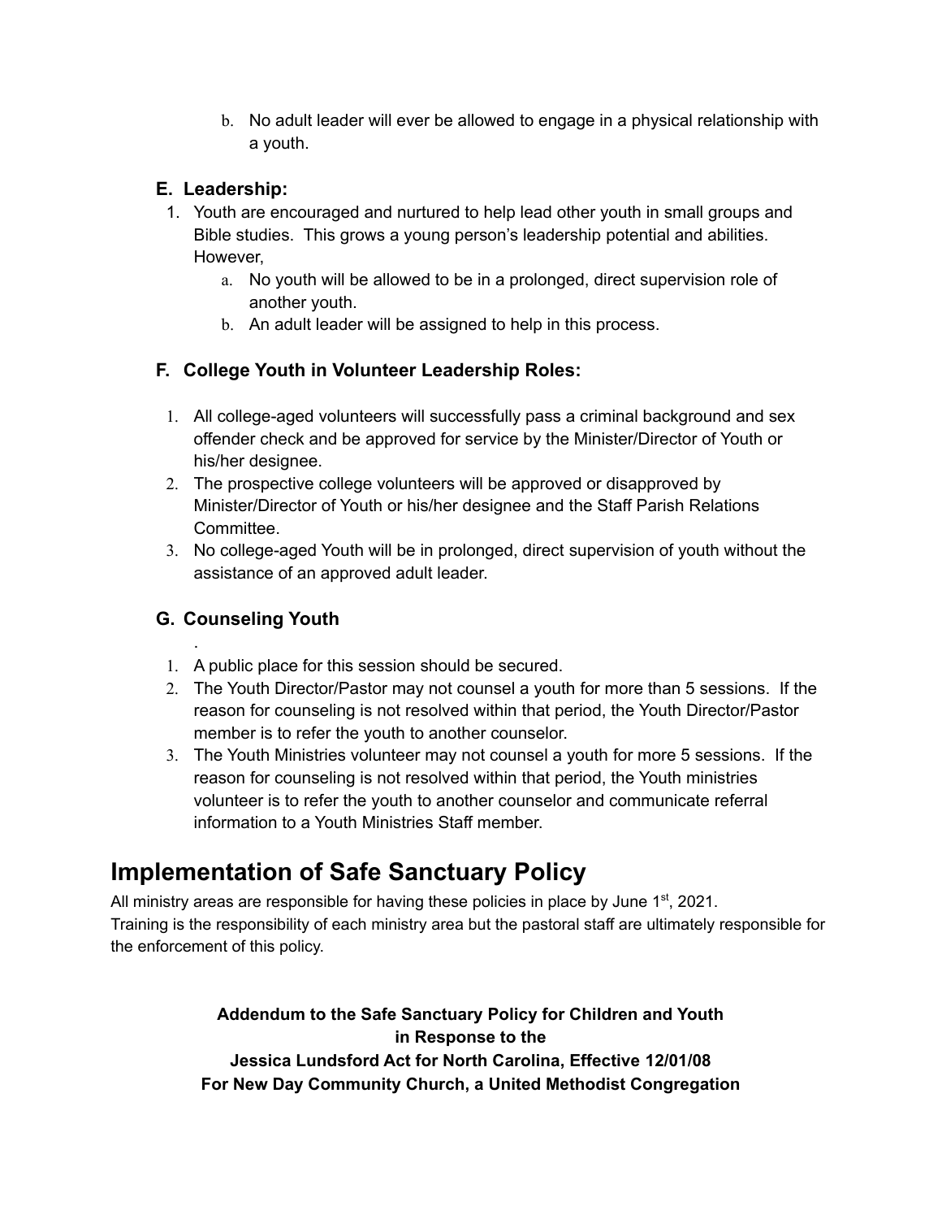b. No adult leader will ever be allowed to engage in a physical relationship with a youth.

### E. Leadership:

1. Youth are encouraged and nurtured to help lead other youth in small groups and Bible studies. This grows a young person's leadership potential and abilities. However,
   a. No youth will be allowed to be in a prolonged, direct supervision role of another youth.
   b. An adult leader will be assigned to help in this process.

### F. College Youth in Volunteer Leadership Roles:

1. All college-aged volunteers will successfully pass a criminal background and sex offender check and be approved for service by the Minister/Director of Youth or his/her designee.
2. The prospective college volunteers will be approved or disapproved by Minister/Director of Youth or his/her designee and the Staff Parish Relations Committee.
3. No college-aged Youth will be in prolonged, direct supervision of youth without the assistance of an approved adult leader.

### G. Counseling Youth

.

1. A public place for this session should be secured.
2. The Youth Director/Pastor may not counsel a youth for more than 5 sessions. If the reason for counseling is not resolved within that period, the Youth Director/Pastor member is to refer the youth to another counselor.
3. The Youth Ministries volunteer may not counsel a youth for more 5 sessions. If the reason for counseling is not resolved within that period, the Youth ministries volunteer is to refer the youth to another counselor and communicate referral information to a Youth Ministries Staff member.

## Implementation of Safe Sanctuary Policy

All ministry areas are responsible for having these policies in place by June 1st, 2021.
Training is the responsibility of each ministry area but the pastoral staff are ultimately responsible for the enforcement of this policy.

**Addendum to the Safe Sanctuary Policy for Children and Youth in Response to the Jessica Lundsford Act for North Carolina, Effective 12/01/08 For New Day Community Church, a United Methodist Congregation**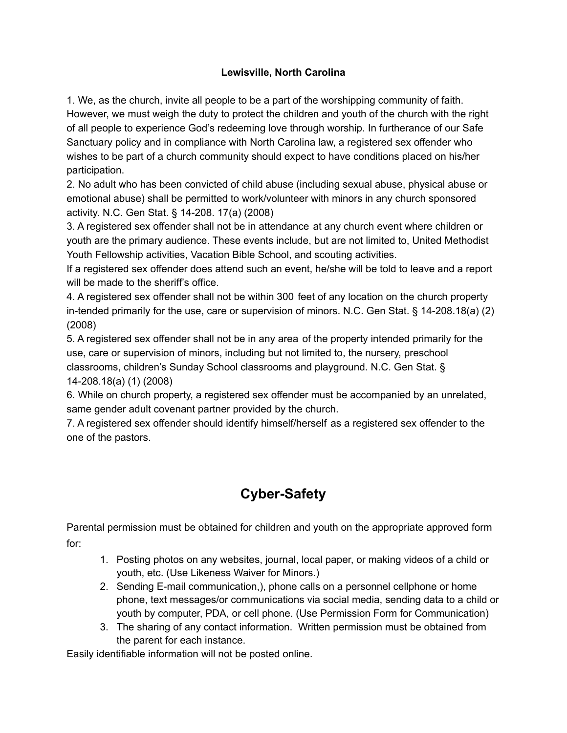**Lewisville, North Carolina**

1. We, as the church, invite all people to be a part of the worshipping community of faith. However, we must weigh the duty to protect the children and youth of the church with the right of all people to experience God's redeeming love through worship. In furtherance of our Safe Sanctuary policy and in compliance with North Carolina law, a registered sex offender who wishes to be part of a church community should expect to have conditions placed on his/her participation.
2. No adult who has been convicted of child abuse (including sexual abuse, physical abuse or emotional abuse) shall be permitted to work/volunteer with minors in any church sponsored activity. N.C. Gen Stat. § 14-208. 17(a) (2008)
3. A registered sex offender shall not be in attendance at any church event where children or youth are the primary audience. These events include, but are not limited to, United Methodist Youth Fellowship activities, Vacation Bible School, and scouting activities.
If a registered sex offender does attend such an event, he/she will be told to leave and a report will be made to the sheriff's office.
4. A registered sex offender shall not be within 300 feet of any location on the church property in-tended primarily for the use, care or supervision of minors. N.C. Gen Stat. § 14-208.18(a) (2) (2008)
5. A registered sex offender shall not be in any area of the property intended primarily for the use, care or supervision of minors, including but not limited to, the nursery, preschool classrooms, children's Sunday School classrooms and playground. N.C. Gen Stat. § 14-208.18(a) (1) (2008)
6. While on church property, a registered sex offender must be accompanied by an unrelated, same gender adult covenant partner provided by the church.
7. A registered sex offender should identify himself/herself as a registered sex offender to the one of the pastors.

## Cyber-Safety

Parental permission must be obtained for children and youth on the appropriate approved form for:

1. Posting photos on any websites, journal, local paper, or making videos of a child or youth, etc. (Use Likeness Waiver for Minors.)
2. Sending E-mail communication,), phone calls on a personnel cellphone or home phone, text messages/or communications via social media, sending data to a child or youth by computer, PDA, or cell phone. (Use Permission Form for Communication)
3. The sharing of any contact information. Written permission must be obtained from the parent for each instance.

Easily identifiable information will not be posted online.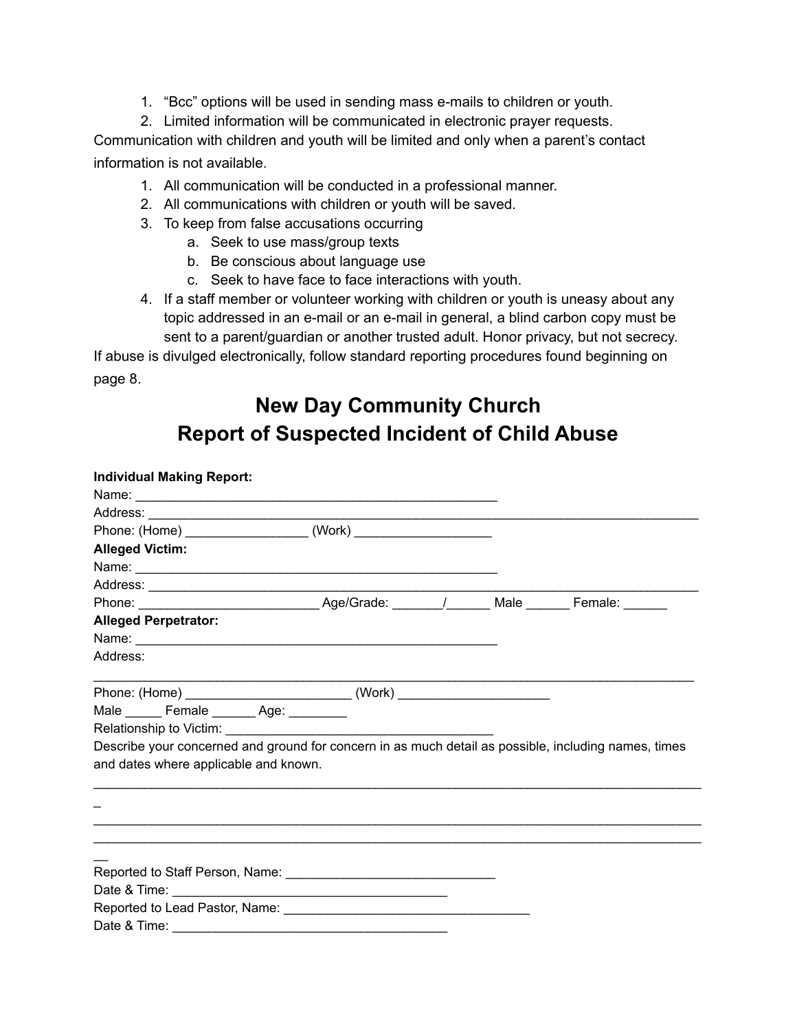1. "Bcc" options will be used in sending mass e-mails to children or youth.
2. Limited information will be communicated in electronic prayer requests.

Communication with children and youth will be limited and only when a parent's contact information is not available.

1. All communication will be conducted in a professional manner.
2. All communications with children or youth will be saved.
3. To keep from false accusations occurring
    a. Seek to use mass/group texts
    b. Be conscious about language use
    c. Seek to have face to face interactions with youth.
4. If a staff member or volunteer working with children or youth is uneasy about any topic addressed in an e-mail or an e-mail in general, a blind carbon copy must be sent to a parent/guardian or another trusted adult. Honor privacy, but not secrecy.

If abuse is divulged electronically, follow standard reporting procedures found beginning on page 8.

# New Day Community Church
# Report of Suspected Incident of Child Abuse

**Individual Making Report:**

Name: ___________________________________________________

Address: ____________________________________________________________________________

Phone: (Home) ________________ (Work) __________________

**Alleged Victim:**

Name: ___________________________________________________

Address: ____________________________________________________________________________

Phone: ________________________ Age/Grade: _______/______ Male ______ Female: ______

**Alleged Perpetrator:**

Name: ___________________________________________________

Address:
____________________________________________________________________________________

Phone: (Home) ______________________ (Work) ____________________

Male _____ Female ______ Age: ________

Relationship to Victim: ____________________________________

Describe your concerned and ground for concern in as much detail as possible, including names, times and dates where applicable and known.

_____________________________________________________________________________________
_
_____________________________________________________________________________________
_____________________________________________________________________________________
__

Reported to Staff Person, Name: ____________________________

Date & Time: ______________________________________

Reported to Lead Pastor, Name: _________________________________

Date & Time: ______________________________________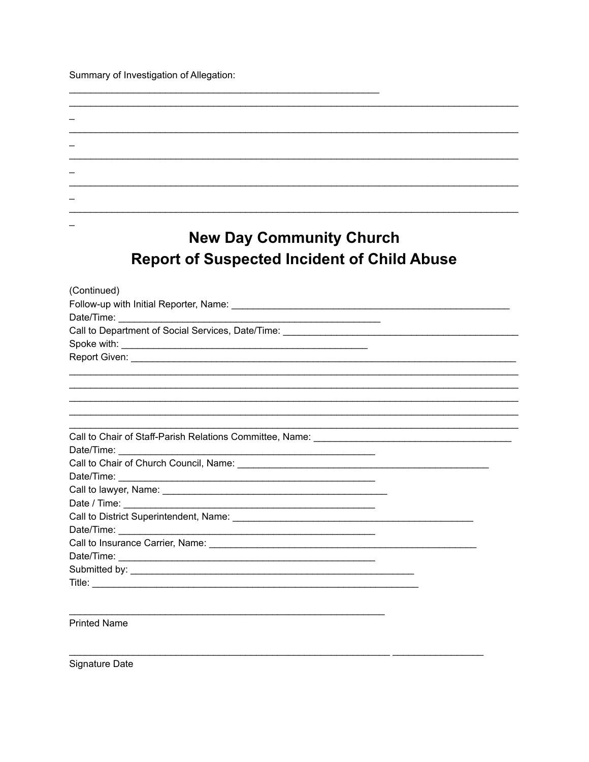Summary of Investigation of Allegation:

_____________________________________________________________

________________________________________________________________________________________

_

________________________________________________________________________________________

_

________________________________________________________________________________________

_

________________________________________________________________________________________

_

________________________________________________________________________________________

_

# New Day Community Church
# Report of Suspected Incident of Child Abuse

(Continued)

Follow-up with Initial Reporter, Name: _______________________________________________________

Date/Time: ___________________________________________________

Call to Department of Social Services, Date/Time: _____________________________________________

Spoke with: _________________________________________________

Report Given: __________________________________________________________________________

________________________________________________________________________________________

________________________________________________________________________________________

________________________________________________________________________________________

________________________________________________________________________________________

________________________________________________________________________________________

Call to Chair of Staff-Parish Relations Committee, Name: ______________________________________

Date/Time: __________________________________________________

Call to Chair of Church Council, Name: ________________________________________________

Date/Time: __________________________________________________

Call to lawyer, Name: ____________________________________________

Date / Time: ________________________________________________

Call to District Superintendent, Name: ________________________________________________

Date/Time: __________________________________________________

Call to Insurance Carrier, Name: ______________________________________________________

Date/Time: __________________________________________________

Submitted by: ________________________________________________________

Title: _______________________________________________________________

_______________________________________________________________

Printed Name

_________________________________________________________________ __________________

Signature Date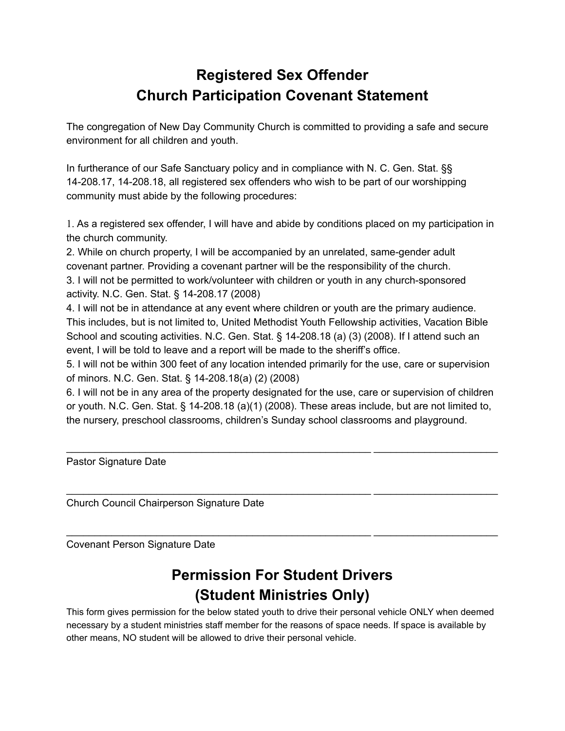# Registered Sex Offender
# Church Participation Covenant Statement

The congregation of New Day Community Church is committed to providing a safe and secure environment for all children and youth.

In furtherance of our Safe Sanctuary policy and in compliance with N. C. Gen. Stat. §§ 14-208.17, 14-208.18, all registered sex offenders who wish to be part of our worshipping community must abide by the following procedures:

1. As a registered sex offender, I will have and abide by conditions placed on my participation in the church community.
2. While on church property, I will be accompanied by an unrelated, same-gender adult covenant partner. Providing a covenant partner will be the responsibility of the church.
3. I will not be permitted to work/volunteer with children or youth in any church-sponsored activity. N.C. Gen. Stat. § 14-208.17 (2008)
4. I will not be in attendance at any event where children or youth are the primary audience. This includes, but is not limited to, United Methodist Youth Fellowship activities, Vacation Bible School and scouting activities. N.C. Gen. Stat. § 14-208.18 (a) (3) (2008). If I attend such an event, I will be told to leave and a report will be made to the sheriff's office.
5. I will not be within 300 feet of any location intended primarily for the use, care or supervision of minors. N.C. Gen. Stat. § 14-208.18(a) (2) (2008)
6. I will not be in any area of the property designated for the use, care or supervision of children or youth. N.C. Gen. Stat. § 14-208.18 (a)(1) (2008). These areas include, but are not limited to, the nursery, preschool classrooms, children's Sunday school classrooms and playground.

_______________________________________________________ ______________________

Pastor Signature Date

_______________________________________________________ ______________________

Church Council Chairperson Signature Date

_______________________________________________________ ______________________

Covenant Person Signature Date

# Permission For Student Drivers
# (Student Ministries Only)

This form gives permission for the below stated youth to drive their personal vehicle ONLY when deemed necessary by a student ministries staff member for the reasons of space needs. If space is available by other means, NO student will be allowed to drive their personal vehicle.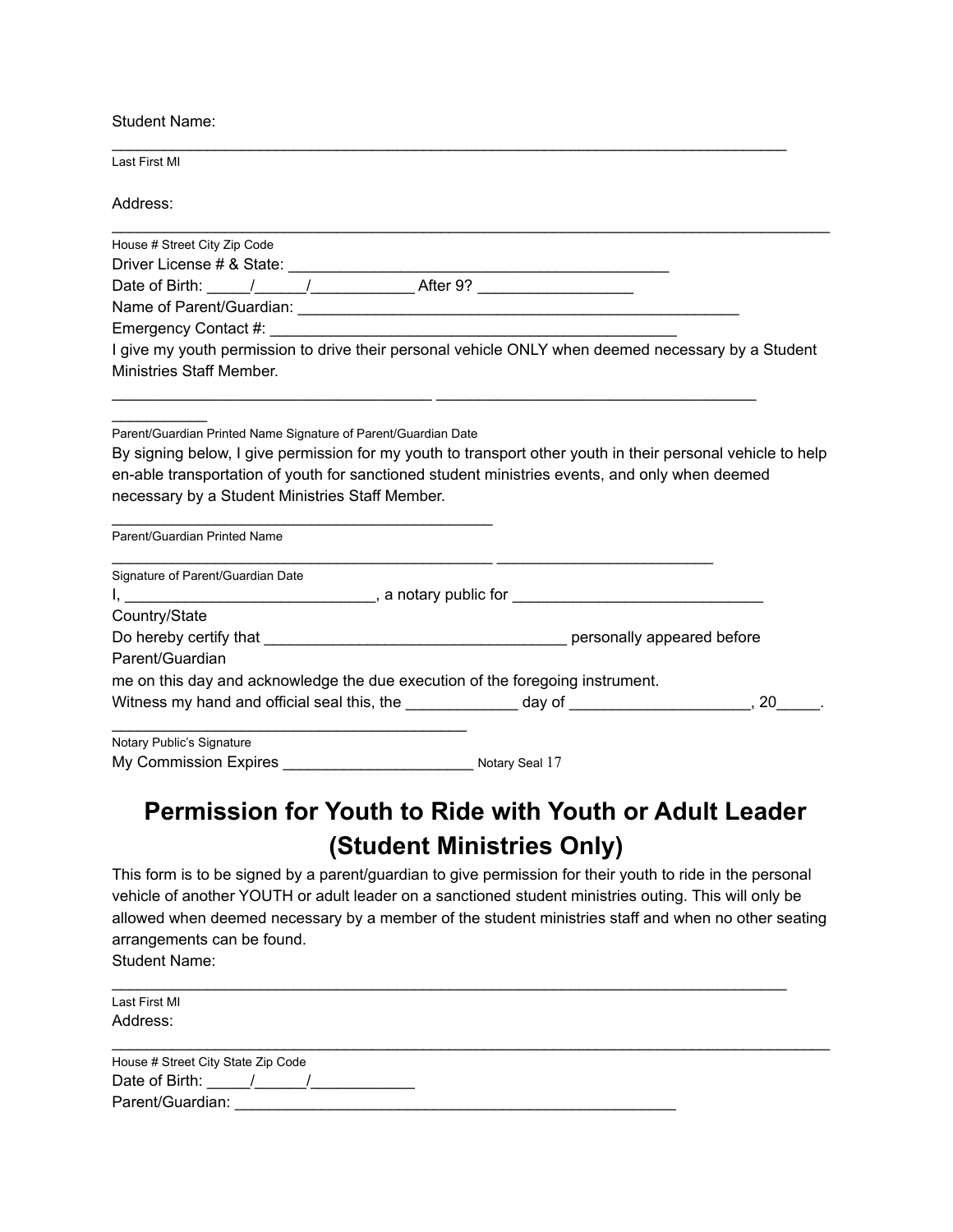Student Name:

_______________________________________________________________________________

Last First MI

Address:

_________________________________________________________________________________

House # Street City Zip Code

Driver License # & State: _____________________________________________

Date of Birth: _____/______/____________ After 9? _________________

Name of Parent/Guardian: ____________________________________________________

Emergency Contact #: _______________________________________________

I give my youth permission to drive their personal vehicle ONLY when deemed necessary by a Student Ministries Staff Member.

_____________________________________ _____________________________________ ___________

Parent/Guardian Printed Name Signature of Parent/Guardian Date

By signing below, I give permission for my youth to transport other youth in their personal vehicle to help en-able transportation of youth for sanctioned student ministries events, and only when deemed necessary by a Student Ministries Staff Member.

____________________________________________

Parent/Guardian Printed Name

____________________________________________ _________________________

Signature of Parent/Guardian Date

I, _____________________________, a notary public for _____________________________

Country/State

Do hereby certify that ___________________________________ personally appeared before

Parent/Guardian

me on this day and acknowledge the due execution of the foregoing instrument.

Witness my hand and official seal this, the ____________ day of ____________________, 20_____.

_________________________________________

Notary Public's Signature

My Commission Expires _____________________ Notary Seal 17

# Permission for Youth to Ride with Youth or Adult Leader (Student Ministries Only)

This form is to be signed by a parent/guardian to give permission for their youth to ride in the personal vehicle of another YOUTH or adult leader on a sanctioned student ministries outing. This will only be allowed when deemed necessary by a member of the student ministries staff and when no other seating arrangements can be found.

Student Name:

_______________________________________________________________________________

Last First MI

Address:

_________________________________________________________________________________

House # Street City State Zip Code

Date of Birth: _____/______/____________

Parent/Guardian: ____________________________________________________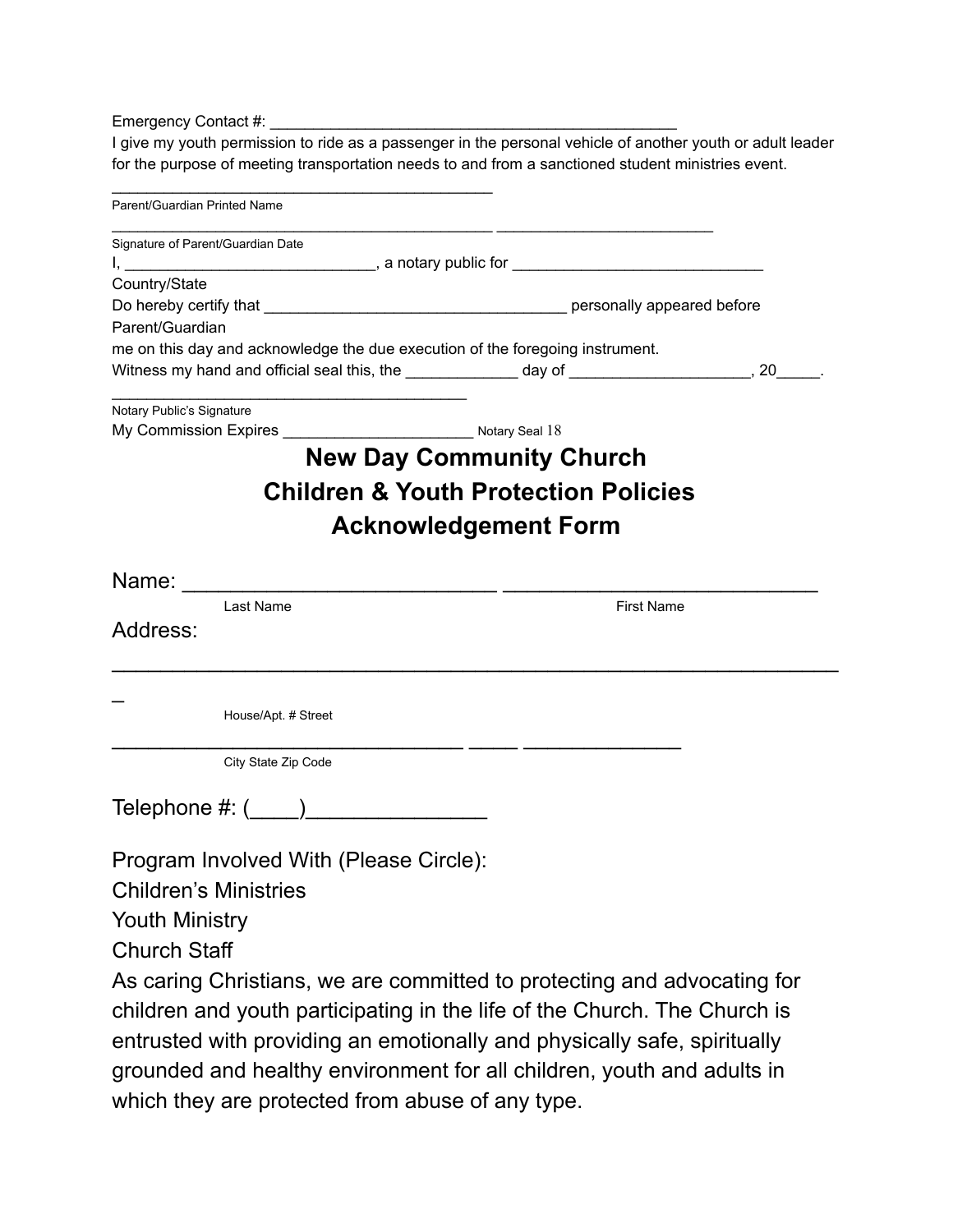Emergency Contact #: ___________________________________________

I give my youth permission to ride as a passenger in the personal vehicle of another youth or adult leader for the purpose of meeting transportation needs to and from a sanctioned student ministries event.

________________________________________

Parent/Guardian Printed Name

________________________________________ ______________________

Signature of Parent/Guardian Date

I, ___________________________, a notary public for ___________________________

Country/State

Do hereby certify that _________________________________ personally appeared before

Parent/Guardian

me on this day and acknowledge the due execution of the foregoing instrument.

Witness my hand and official seal this, the ____________ day of ___________________, 20_____.

_____________________________________

Notary Public's Signature

My Commission Expires ____________________ Notary Seal

# New Day Community Church
# Children & Youth Protection Policies
# Acknowledgement Form

Name: __________________________ __________________________

Last Name First Name

Address:

____________________________________________________________

House/Apt. # Street

_____________________________ _____ _____________

City State Zip Code

Telephone #: (____)_______________

Program Involved With (Please Circle):

Children's Ministries

Youth Ministry

Church Staff

As caring Christians, we are committed to protecting and advocating for children and youth participating in the life of the Church. The Church is entrusted with providing an emotionally and physically safe, spiritually grounded and healthy environment for all children, youth and adults in which they are protected from abuse of any type.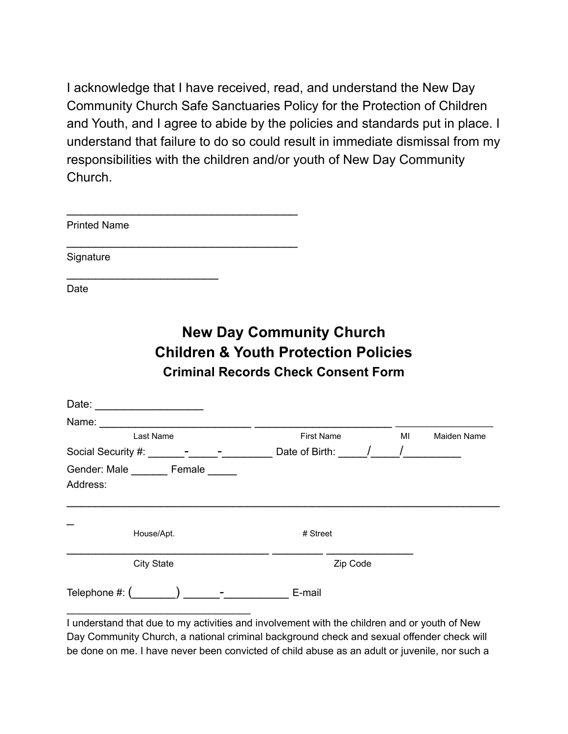I acknowledge that I have received, read, and understand the New Day Community Church Safe Sanctuaries Policy for the Protection of Children and Youth, and I agree to abide by the policies and standards put in place. I understand that failure to do so could result in immediate dismissal from my responsibilities with the children and/or youth of New Day Community Church.

____________________________________
Printed Name

____________________________________
Signature

________________________
Date

## New Day Community Church
## Children & Youth Protection Policies
### Criminal Records Check Consent Form

Date: _________________

Name: ________________________ ______________________ ________________
Last Name First Name MI Maiden Name

Social Security #: ______-_____-________ Date of Birth: _____/_____/_________

Gender: Male ______ Female _____

Address:

____________________________________________________________________
House/Apt. # Street

________________________________ ________ _____________
City State Zip Code

Telephone #: (_______) ______-__________ E-mail
_____________________________

I understand that due to my activities and involvement with the children and or youth of New Day Community Church, a national criminal background check and sexual offender check will be done on me. I have never been convicted of child abuse as an adult or juvenile, nor such a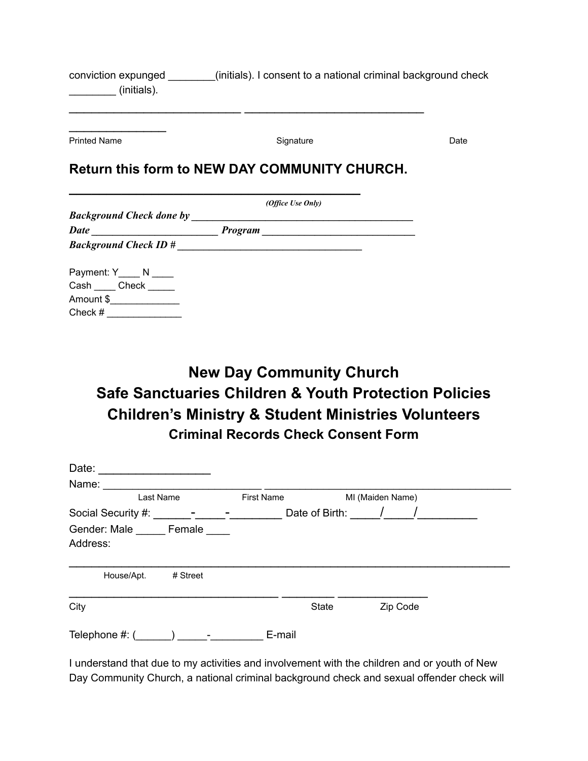conviction expunged ________(initials). I consent to a national criminal background check ________ (initials).

____________________________ ______________________________ ________________

Printed Name Signature Date

**Return this form to NEW DAY COMMUNITY CHURCH.**

______________________________________________

*(Office Use Only)*

***Background Check done by ____________________________________________***

***Date ________________________ Program _____________________________***

***Background Check ID # __________________________________***

Payment: Y____ N ____
Cash ____ Check _____
Amount $_____________
Check # ______________

# New Day Community Church
# Safe Sanctuaries Children & Youth Protection Policies
# Children's Ministry & Student Ministries Volunteers
## Criminal Records Check Consent Form

Date: __________________

Name: __________________________ _________________________________________

Last Name First Name MI (Maiden Name)

Social Security #: ______-_____-________ Date of Birth: _____/_____/__________

Gender: Male _____ Female ____

Address:

______________________________________________________________________

House/Apt. # Street

___________________________________ _________ _______________

City State Zip Code

Telephone #: (______) _____-_________ E-mail

I understand that due to my activities and involvement with the children and or youth of New Day Community Church, a national criminal background check and sexual offender check will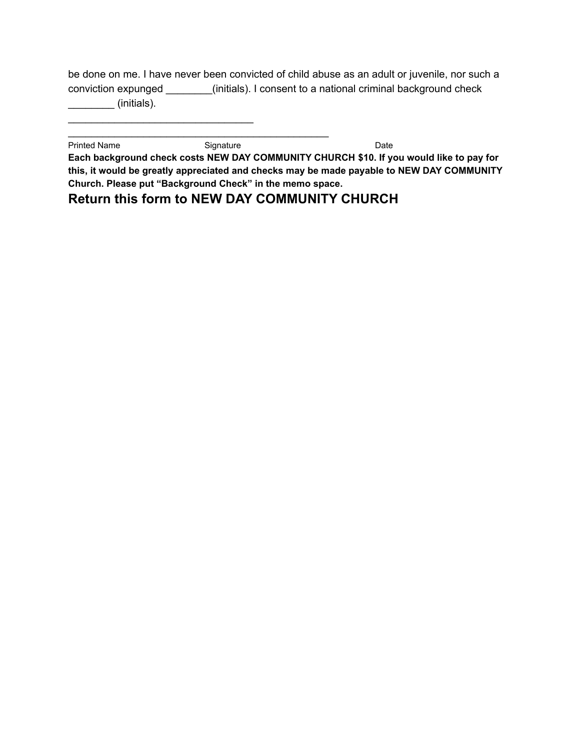be done on me. I have never been convicted of child abuse as an adult or juvenile, nor such a conviction expunged ________(initials). I consent to a national criminal background check ________ (initials).

________________________________

_____________________________________________

Printed Name Signature Date

**Each background check costs NEW DAY COMMUNITY CHURCH $10. If you would like to pay for this, it would be greatly appreciated and checks may be made payable to NEW DAY COMMUNITY Church. Please put "Background Check" in the memo space.**

## Return this form to NEW DAY COMMUNITY CHURCH